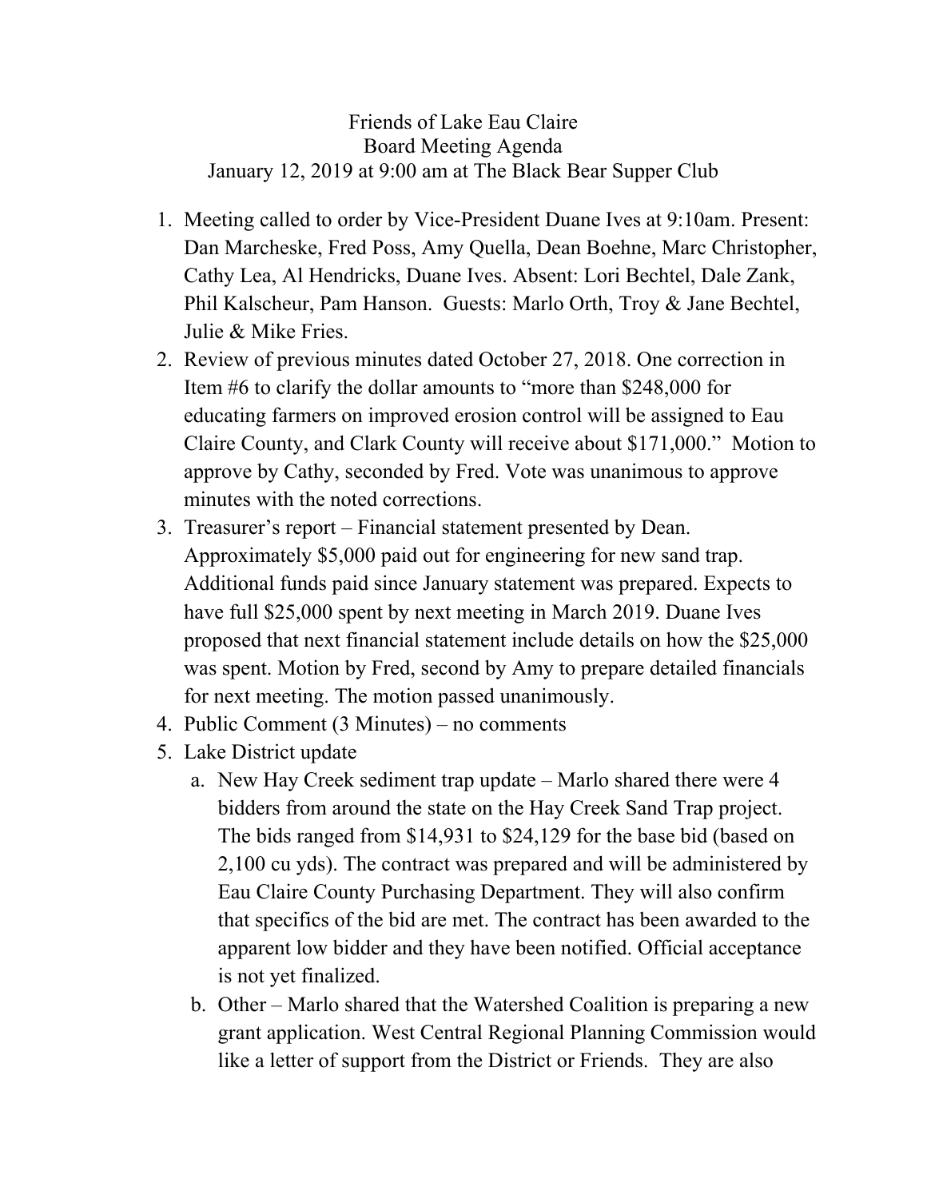# Friends of Lake Eau Claire
## Board Meeting Agenda
### January 12, 2019 at 9:00 am at The Black Bear Supper Club

1. Meeting called to order by Vice-President Duane Ives at 9:10am. Present: Dan Marcheske, Fred Poss, Amy Quella, Dean Boehne, Marc Christopher, Cathy Lea, Al Hendricks, Duane Ives. Absent: Lori Bechtel, Dale Zank, Phil Kalscheur, Pam Hanson. Guests: Marlo Orth, Troy & Jane Bechtel, Julie & Mike Fries.
2. Review of previous minutes dated October 27, 2018. One correction in Item #6 to clarify the dollar amounts to "more than $248,000 for educating farmers on improved erosion control will be assigned to Eau Claire County, and Clark County will receive about $171,000." Motion to approve by Cathy, seconded by Fred. Vote was unanimous to approve minutes with the noted corrections.
3. Treasurer's report – Financial statement presented by Dean. Approximately $5,000 paid out for engineering for new sand trap. Additional funds paid since January statement was prepared. Expects to have full $25,000 spent by next meeting in March 2019. Duane Ives proposed that next financial statement include details on how the $25,000 was spent. Motion by Fred, second by Amy to prepare detailed financials for next meeting. The motion passed unanimously.
4. Public Comment (3 Minutes) – no comments
5. Lake District update
   a. New Hay Creek sediment trap update – Marlo shared there were 4 bidders from around the state on the Hay Creek Sand Trap project. The bids ranged from $14,931 to $24,129 for the base bid (based on 2,100 cu yds). The contract was prepared and will be administered by Eau Claire County Purchasing Department. They will also confirm that specifics of the bid are met. The contract has been awarded to the apparent low bidder and they have been notified. Official acceptance is not yet finalized.
   b. Other – Marlo shared that the Watershed Coalition is preparing a new grant application. West Central Regional Planning Commission would like a letter of support from the District or Friends. They are also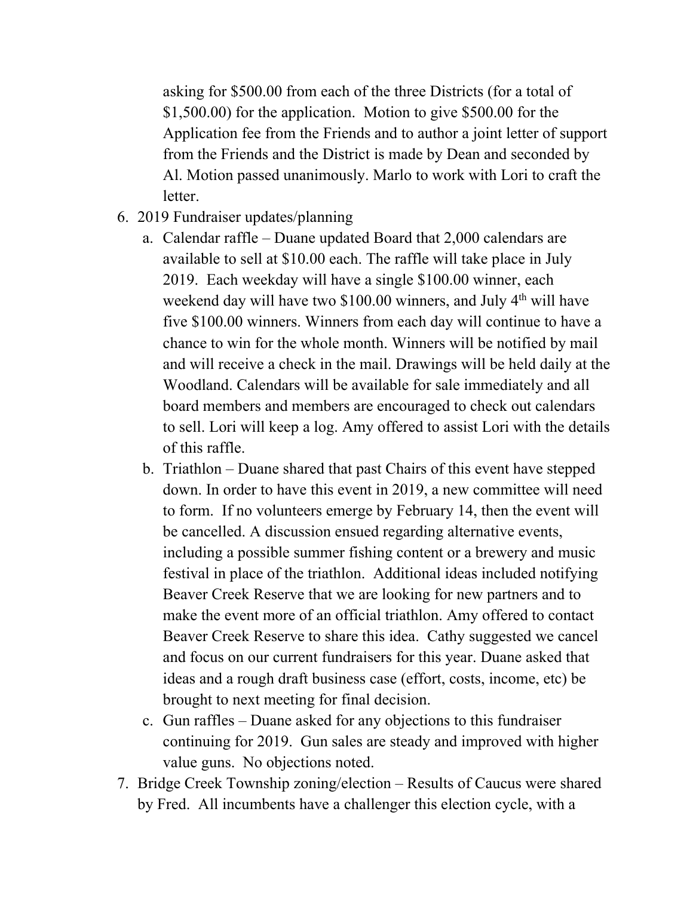asking for $500.00 from each of the three Districts (for a total of $1,500.00) for the application. Motion to give $500.00 for the Application fee from the Friends and to author a joint letter of support from the Friends and the District is made by Dean and seconded by Al. Motion passed unanimously. Marlo to work with Lori to craft the letter.

6. 2019 Fundraiser updates/planning
   a. Calendar raffle – Duane updated Board that 2,000 calendars are available to sell at $10.00 each. The raffle will take place in July 2019. Each weekday will have a single $100.00 winner, each weekend day will have two $100.00 winners, and July 4th will have five $100.00 winners. Winners from each day will continue to have a chance to win for the whole month. Winners will be notified by mail and will receive a check in the mail. Drawings will be held daily at the Woodland. Calendars will be available for sale immediately and all board members and members are encouraged to check out calendars to sell. Lori will keep a log. Amy offered to assist Lori with the details of this raffle.
   b. Triathlon – Duane shared that past Chairs of this event have stepped down. In order to have this event in 2019, a new committee will need to form. If no volunteers emerge by February 14, then the event will be cancelled. A discussion ensued regarding alternative events, including a possible summer fishing content or a brewery and music festival in place of the triathlon. Additional ideas included notifying Beaver Creek Reserve that we are looking for new partners and to make the event more of an official triathlon. Amy offered to contact Beaver Creek Reserve to share this idea. Cathy suggested we cancel and focus on our current fundraisers for this year. Duane asked that ideas and a rough draft business case (effort, costs, income, etc) be brought to next meeting for final decision.
   c. Gun raffles – Duane asked for any objections to this fundraiser continuing for 2019. Gun sales are steady and improved with higher value guns. No objections noted.
7. Bridge Creek Township zoning/election – Results of Caucus were shared by Fred. All incumbents have a challenger this election cycle, with a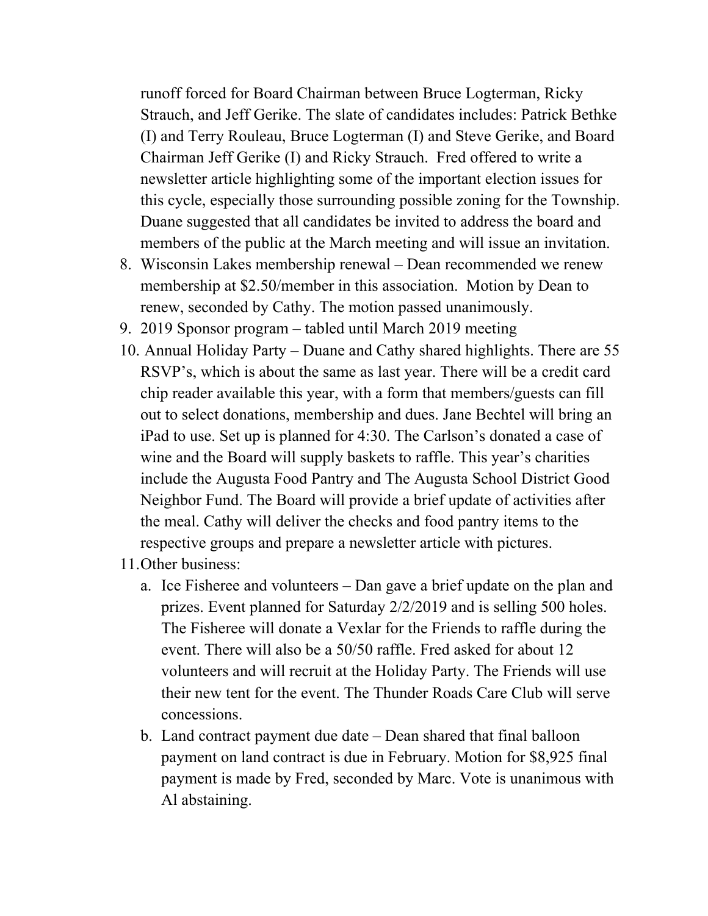runoff forced for Board Chairman between Bruce Logterman, Ricky Strauch, and Jeff Gerike. The slate of candidates includes: Patrick Bethke (I) and Terry Rouleau, Bruce Logterman (I) and Steve Gerike, and Board Chairman Jeff Gerike (I) and Ricky Strauch. Fred offered to write a newsletter article highlighting some of the important election issues for this cycle, especially those surrounding possible zoning for the Township. Duane suggested that all candidates be invited to address the board and members of the public at the March meeting and will issue an invitation.

8. Wisconsin Lakes membership renewal – Dean recommended we renew membership at $2.50/member in this association. Motion by Dean to renew, seconded by Cathy. The motion passed unanimously.
9. 2019 Sponsor program – tabled until March 2019 meeting
10. Annual Holiday Party – Duane and Cathy shared highlights. There are 55 RSVP's, which is about the same as last year. There will be a credit card chip reader available this year, with a form that members/guests can fill out to select donations, membership and dues. Jane Bechtel will bring an iPad to use. Set up is planned for 4:30. The Carlson's donated a case of wine and the Board will supply baskets to raffle. This year's charities include the Augusta Food Pantry and The Augusta School District Good Neighbor Fund. The Board will provide a brief update of activities after the meal. Cathy will deliver the checks and food pantry items to the respective groups and prepare a newsletter article with pictures.
11. Other business:
    a. Ice Fisheree and volunteers – Dan gave a brief update on the plan and prizes. Event planned for Saturday 2/2/2019 and is selling 500 holes. The Fisheree will donate a Vexlar for the Friends to raffle during the event. There will also be a 50/50 raffle. Fred asked for about 12 volunteers and will recruit at the Holiday Party. The Friends will use their new tent for the event. The Thunder Roads Care Club will serve concessions.
    b. Land contract payment due date – Dean shared that final balloon payment on land contract is due in February. Motion for $8,925 final payment is made by Fred, seconded by Marc. Vote is unanimous with Al abstaining.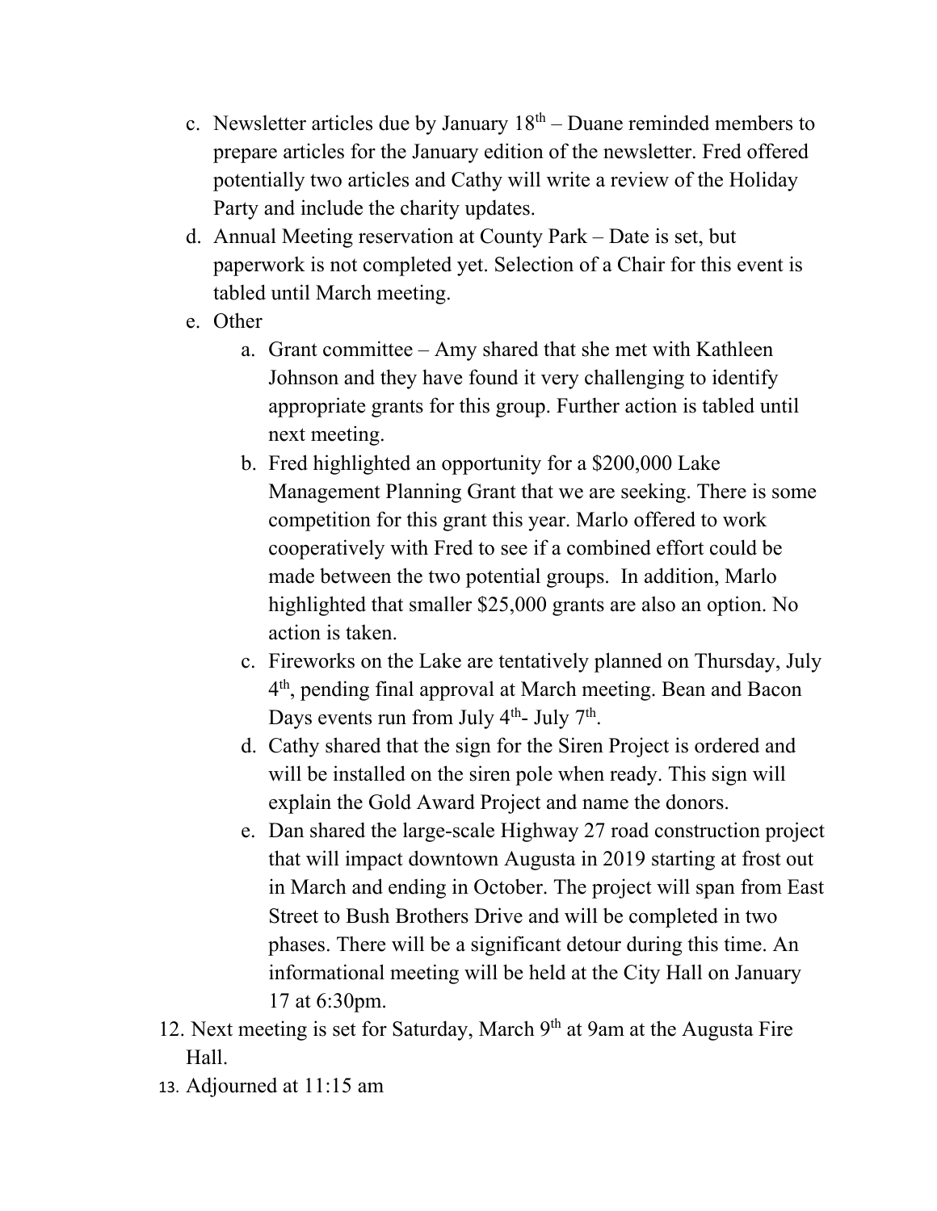c. Newsletter articles due by January 18th – Duane reminded members to prepare articles for the January edition of the newsletter. Fred offered potentially two articles and Cathy will write a review of the Holiday Party and include the charity updates.

d. Annual Meeting reservation at County Park – Date is set, but paperwork is not completed yet. Selection of a Chair for this event is tabled until March meeting.

e. Other

    a. Grant committee – Amy shared that she met with Kathleen Johnson and they have found it very challenging to identify appropriate grants for this group. Further action is tabled until next meeting.

    b. Fred highlighted an opportunity for a $200,000 Lake Management Planning Grant that we are seeking. There is some competition for this grant this year. Marlo offered to work cooperatively with Fred to see if a combined effort could be made between the two potential groups. In addition, Marlo highlighted that smaller $25,000 grants are also an option. No action is taken.

    c. Fireworks on the Lake are tentatively planned on Thursday, July 4th, pending final approval at March meeting. Bean and Bacon Days events run from July 4th- July 7th.

    d. Cathy shared that the sign for the Siren Project is ordered and will be installed on the siren pole when ready. This sign will explain the Gold Award Project and name the donors.

    e. Dan shared the large-scale Highway 27 road construction project that will impact downtown Augusta in 2019 starting at frost out in March and ending in October. The project will span from East Street to Bush Brothers Drive and will be completed in two phases. There will be a significant detour during this time. An informational meeting will be held at the City Hall on January 17 at 6:30pm.

12. Next meeting is set for Saturday, March 9th at 9am at the Augusta Fire Hall.
13. Adjourned at 11:15 am